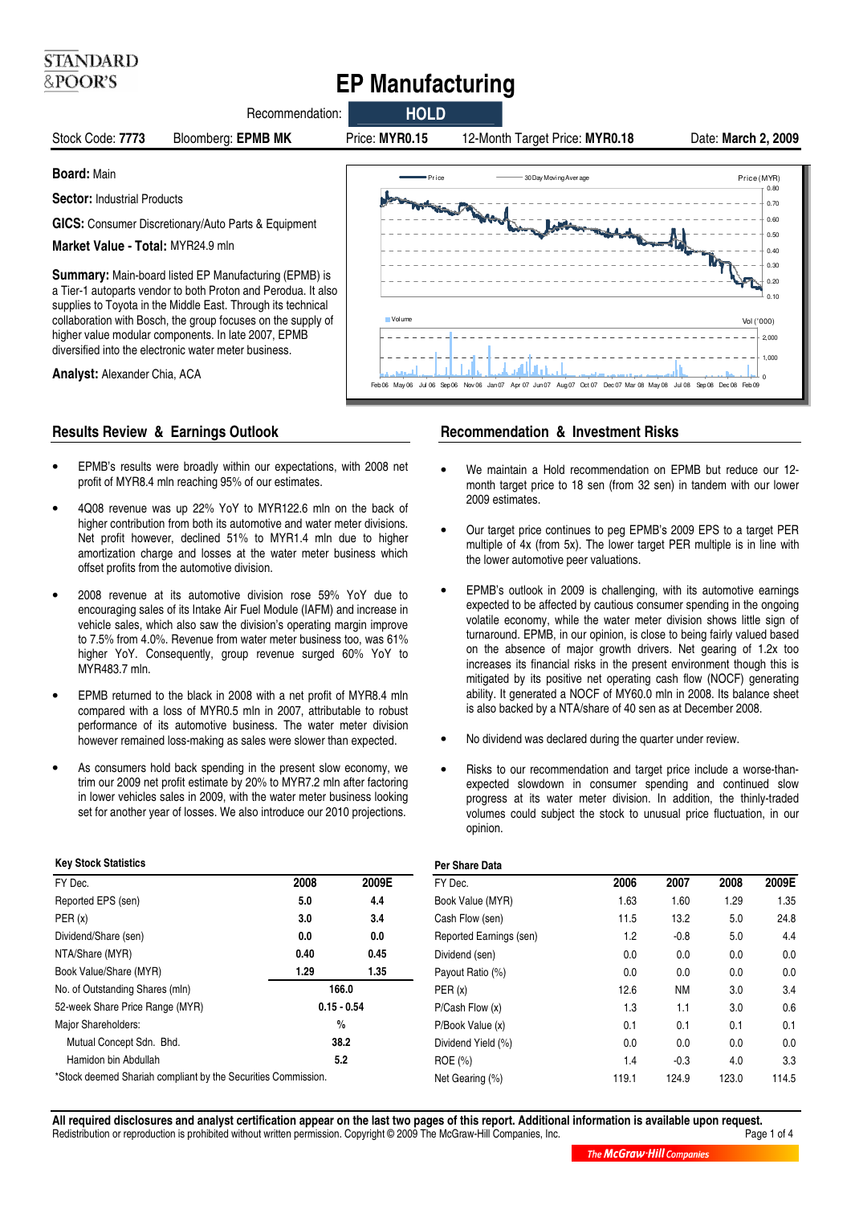STANDARD &POOR'S

# EP Manufacturing

Recommendation: **HOLD**

Stock Code: **7773** | Bloomberg: **EPMB MK** | Price: **MYR0.15** | 12-Month Target Price: **MYR0.18** | Date: **March 2, 2009**

**Board:** Main

**Sector:** Industrial Products

**GICS:** Consumer Discretionary/Auto Parts & Equipment

**Market Value - Total:** MYR24.9 mln

**Summary:** Main-board listed EP Manufacturing (EPMB) is a Tier-1 autoparts vendor to both Proton and Perodua. It also supplies to Toyota in the Middle East. Through its technical collaboration with Bosch, the group focuses on the supply of higher value modular components. In late 2007, EPMB diversified into the electronic water meter business.

**Analyst:** Alexander Chia, ACA

## Results Review & Earnings Outlook

- EPMB's results were broadly within our expectations, with 2008 net profit of MYR8.4 mln reaching 95% of our estimates.
- 4Q08 revenue was up 22% YoY to MYR122.6 mln on the back of higher contribution from both its automotive and water meter divisions. Net profit however, declined 51% to MYR1.4 mln due to higher amortization charge and losses at the water meter business which offset profits from the automotive division.
- 2008 revenue at its automotive division rose 59% YoY due to encouraging sales of its Intake Air Fuel Module (IAFM) and increase in vehicle sales, which also saw the division's operating margin improve to 7.5% from 4.0%. Revenue from water meter business too, was 61% higher YoY. Consequently, group revenue surged 60% YoY to MYR483.7 mln.
- EPMB returned to the black in 2008 with a net profit of MYR8.4 mln compared with a loss of MYR0.5 mln in 2007, attributable to robust performance of its automotive business. The water meter division however remained loss-making as sales were slower than expected.
- As consumers hold back spending in the present slow economy, we trim our 2009 net profit estimate by 20% to MYR7.2 mln after factoring in lower vehicles sales in 2009, with the water meter business looking set for another year of losses. We also introduce our 2010 projections.

## Recommendation & Investment Risks

- We maintain a Hold recommendation on EPMB but reduce our 12-month target price to 18 sen (from 32 sen) in tandem with our lower 2009 estimates.
- Our target price continues to peg EPMB's 2009 EPS to a target PER multiple of 4x (from 5x). The lower target PER multiple is in line with the lower automotive peer valuations.
- EPMB's outlook in 2009 is challenging, with its automotive earnings expected to be affected by cautious consumer spending in the ongoing volatile economy, while the water meter division shows little sign of turnaround. EPMB, in our opinion, is close to being fairly valued based on the absence of major growth drivers. Net gearing of 1.2x too increases its financial risks in the present environment though this is mitigated by its positive net operating cash flow (NOCF) generating ability. It generated a NOCF of MY60.0 mln in 2008. Its balance sheet is also backed by a NTA/share of 40 sen as at December 2008.
- No dividend was declared during the quarter under review.
- Risks to our recommendation and target price include a worse-than-expected slowdown in consumer spending and continued slow progress at its water meter division. In addition, the thinly-traded volumes could subject the stock to unusual price fluctuation, in our opinion.

### Key Stock Statistics

| FY Dec. | 2008 | 2009E |
|---|---|---|
| Reported EPS (sen) | 5.0 | 4.4 |
| PER (x) | 3.0 | 3.4 |
| Dividend/Share (sen) | 0.0 | 0.0 |
| NTA/Share (MYR) | 0.40 | 0.45 |
| Book Value/Share (MYR) | 1.29 | 1.35 |
| No. of Outstanding Shares (mln) | 166.0 | |
| 52-week Share Price Range (MYR) | 0.15 - 0.54 | |
| Major Shareholders: | % | |
| Mutual Concept Sdn. Bhd. | 38.2 | |
| Hamidon bin Abdullah | 5.2 | |

*Stock deemed Shariah compliant by the Securities Commission.

### Per Share Data

| FY Dec. | 2006 | 2007 | 2008 | 2009E |
|---|---|---|---|---|
| Book Value (MYR) | 1.63 | 1.60 | 1.29 | 1.35 |
| Cash Flow (sen) | 11.5 | 13.2 | 5.0 | 24.8 |
| Reported Earnings (sen) | 1.2 | -0.8 | 5.0 | 4.4 |
| Dividend (sen) | 0.0 | 0.0 | 0.0 | 0.0 |
| Payout Ratio (%) | 0.0 | 0.0 | 0.0 | 0.0 |
| PER (x) | 12.6 | NM | 3.0 | 3.4 |
| P/Cash Flow (x) | 1.3 | 1.1 | 3.0 | 0.6 |
| P/Book Value (x) | 0.1 | 0.1 | 0.1 | 0.1 |
| Dividend Yield (%) | 0.0 | 0.0 | 0.0 | 0.0 |
| ROE (%) | 1.4 | -0.3 | 4.0 | 3.3 |
| Net Gearing (%) | 119.1 | 124.9 | 123.0 | 114.5 |

**All required disclosures and analyst certification appear on the last two pages of this report. Additional information is available upon request.**
Redistribution or reproduction is prohibited without written permission. Copyright © 2009 The McGraw-Hill Companies, Inc.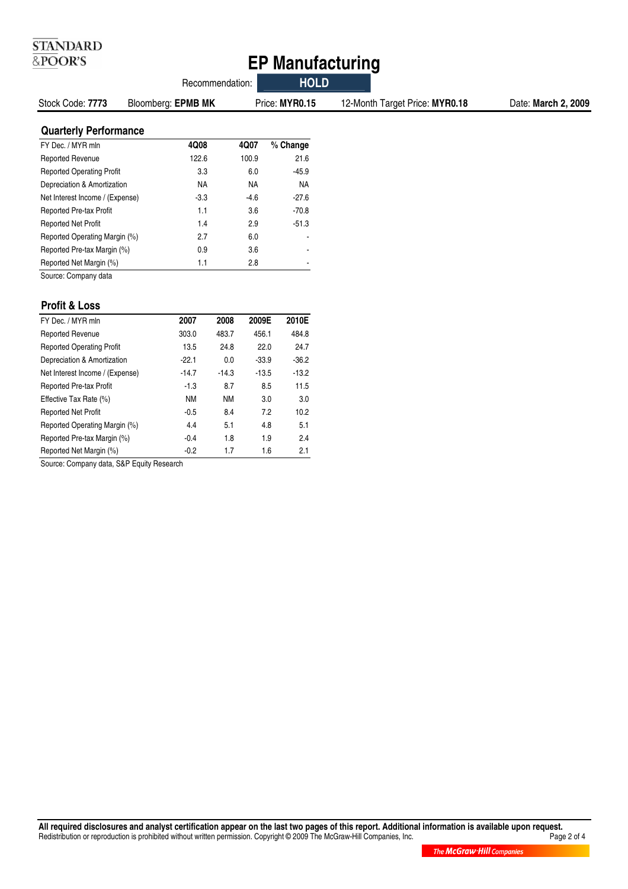# EP Manufacturing

Recommendation: **HOLD**

Stock Code: **7773** | Bloomberg: **EPMB MK** | Price: **MYR0.15** | 12-Month Target Price: **MYR0.18** | Date: **March 2, 2009**

## Quarterly Performance

| FY Dec. / MYR mln | 4Q08 | 4Q07 | % Change |
|---|---|---|---|
| Reported Revenue | 122.6 | 100.9 | 21.6 |
| Reported Operating Profit | 3.3 | 6.0 | -45.9 |
| Depreciation & Amortization | NA | NA | NA |
| Net Interest Income / (Expense) | -3.3 | -4.6 | -27.6 |
| Reported Pre-tax Profit | 1.1 | 3.6 | -70.8 |
| Reported Net Profit | 1.4 | 2.9 | -51.3 |
| Reported Operating Margin (%) | 2.7 | 6.0 | - |
| Reported Pre-tax Margin (%) | 0.9 | 3.6 | - |
| Reported Net Margin (%) | 1.1 | 2.8 | - |

Source: Company data

## Profit & Loss

| FY Dec. / MYR mln | 2007 | 2008 | 2009E | 2010E |
|---|---|---|---|---|
| Reported Revenue | 303.0 | 483.7 | 456.1 | 484.8 |
| Reported Operating Profit | 13.5 | 24.8 | 22.0 | 24.7 |
| Depreciation & Amortization | -22.1 | 0.0 | -33.9 | -36.2 |
| Net Interest Income / (Expense) | -14.7 | -14.3 | -13.5 | -13.2 |
| Reported Pre-tax Profit | -1.3 | 8.7 | 8.5 | 11.5 |
| Effective Tax Rate (%) | NM | NM | 3.0 | 3.0 |
| Reported Net Profit | -0.5 | 8.4 | 7.2 | 10.2 |
| Reported Operating Margin (%) | 4.4 | 5.1 | 4.8 | 5.1 |
| Reported Pre-tax Margin (%) | -0.4 | 1.8 | 1.9 | 2.4 |
| Reported Net Margin (%) | -0.2 | 1.7 | 1.6 | 2.1 |

Source: Company data, S&P Equity Research

**All required disclosures and analyst certification appear on the last two pages of this report. Additional information is available upon request.**
Redistribution or reproduction is prohibited without written permission. Copyright © 2009 The McGraw-Hill Companies, Inc.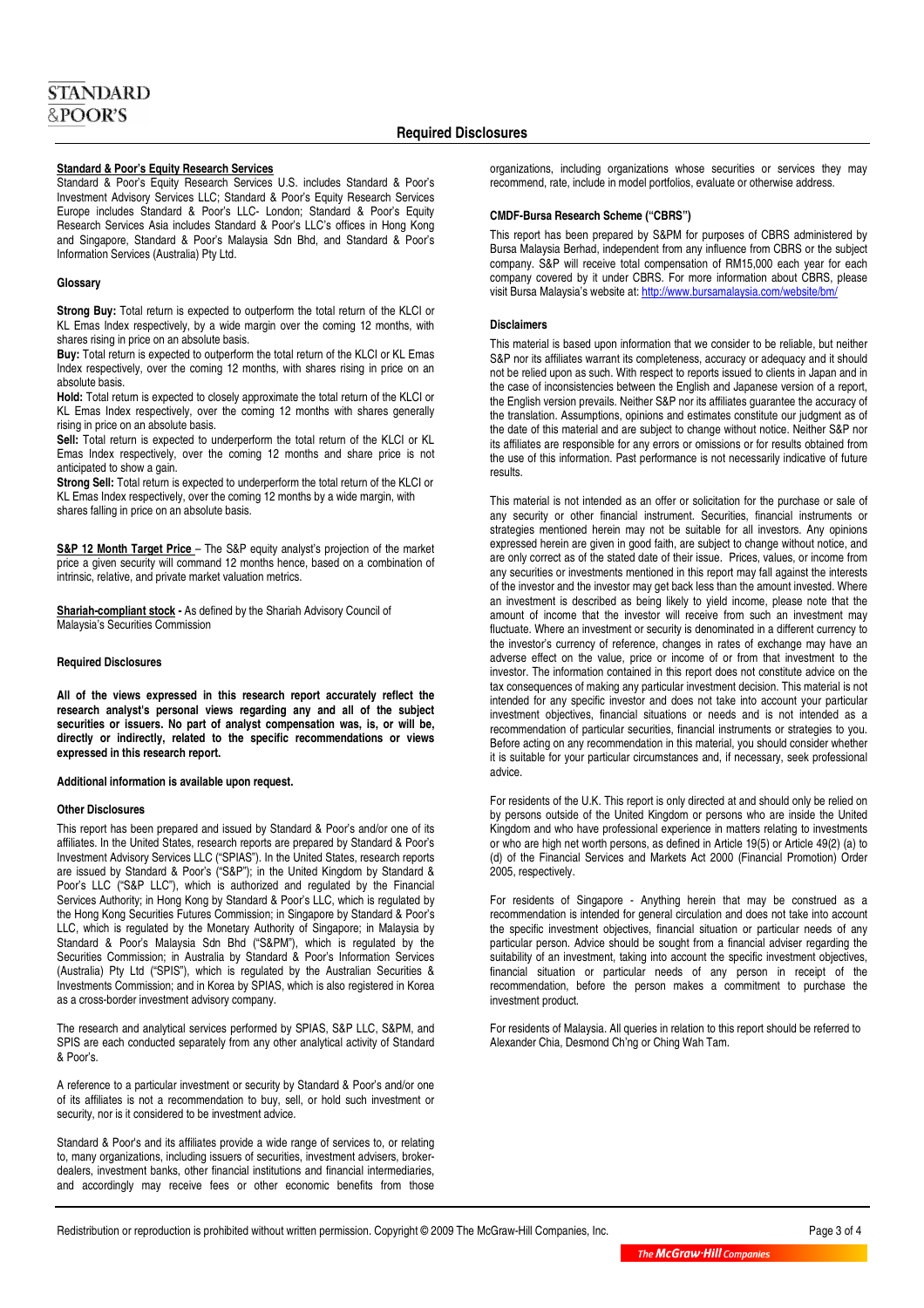## Required Disclosures

**Standard & Poor's Equity Research Services**

Standard & Poor's Equity Research Services U.S. includes Standard & Poor's Investment Advisory Services LLC; Standard & Poor's Equity Research Services Europe includes Standard & Poor's LLC- London; Standard & Poor's Equity Research Services Asia includes Standard & Poor's LLC's offices in Hong Kong and Singapore, Standard & Poor's Malaysia Sdn Bhd, and Standard & Poor's Information Services (Australia) Pty Ltd.

**Glossary**

**Strong Buy:** Total return is expected to outperform the total return of the KLCI or KL Emas Index respectively, by a wide margin over the coming 12 months, with shares rising in price on an absolute basis.

**Buy:** Total return is expected to outperform the total return of the KLCI or KL Emas Index respectively, over the coming 12 months, with shares rising in price on an absolute basis.

**Hold:** Total return is expected to closely approximate the total return of the KLCI or KL Emas Index respectively, over the coming 12 months with shares generally rising in price on an absolute basis.

**Sell:** Total return is expected to underperform the total return of the KLCI or KL Emas Index respectively, over the coming 12 months and share price is not anticipated to show a gain.

**Strong Sell:** Total return is expected to underperform the total return of the KLCI or KL Emas Index respectively, over the coming 12 months by a wide margin, with shares falling in price on an absolute basis.

**S&P 12 Month Target Price** – The S&P equity analyst's projection of the market price a given security will command 12 months hence, based on a combination of intrinsic, relative, and private market valuation metrics.

**Shariah-compliant stock -** As defined by the Shariah Advisory Council of Malaysia's Securities Commission

**Required Disclosures**

**All of the views expressed in this research report accurately reflect the research analyst's personal views regarding any and all of the subject securities or issuers. No part of analyst compensation was, is, or will be, directly or indirectly, related to the specific recommendations or views expressed in this research report.**

**Additional information is available upon request.**

**Other Disclosures**

This report has been prepared and issued by Standard & Poor's and/or one of its affiliates. In the United States, research reports are prepared by Standard & Poor's Investment Advisory Services LLC ("SPIAS"). In the United States, research reports are issued by Standard & Poor's ("S&P"); in the United Kingdom by Standard & Poor's LLC ("S&P LLC"), which is authorized and regulated by the Financial Services Authority; in Hong Kong by Standard & Poor's LLC, which is regulated by the Hong Kong Securities Futures Commission; in Singapore by Standard & Poor's LLC, which is regulated by the Monetary Authority of Singapore; in Malaysia by Standard & Poor's Malaysia Sdn Bhd ("S&PM"), which is regulated by the Securities Commission; in Australia by Standard & Poor's Information Services (Australia) Pty Ltd ("SPIS"), which is regulated by the Australian Securities & Investments Commission; and in Korea by SPIAS, which is also registered in Korea as a cross-border investment advisory company.

The research and analytical services performed by SPIAS, S&P LLC, S&PM, and SPIS are each conducted separately from any other analytical activity of Standard & Poor's.

A reference to a particular investment or security by Standard & Poor's and/or one of its affiliates is not a recommendation to buy, sell, or hold such investment or security, nor is it considered to be investment advice.

Standard & Poor's and its affiliates provide a wide range of services to, or relating to, many organizations, including issuers of securities, investment advisers, broker-dealers, investment banks, other financial institutions and financial intermediaries, and accordingly may receive fees or other economic benefits from those organizations, including organizations whose securities or services they may recommend, rate, include in model portfolios, evaluate or otherwise address.

**CMDF-Bursa Research Scheme ("CBRS")**

This report has been prepared by S&PM for purposes of CBRS administered by Bursa Malaysia Berhad, independent from any influence from CBRS or the subject company. S&P will receive total compensation of RM15,000 each year for each company covered by it under CBRS. For more information about CBRS, please visit Bursa Malaysia's website at: http://www.bursamalaysia.com/website/bm/

**Disclaimers**

This material is based upon information that we consider to be reliable, but neither S&P nor its affiliates warrant its completeness, accuracy or adequacy and it should not be relied upon as such. With respect to reports issued to clients in Japan and in the case of inconsistencies between the English and Japanese version of a report, the English version prevails. Neither S&P nor its affiliates guarantee the accuracy of the translation. Assumptions, opinions and estimates constitute our judgment as of the date of this material and are subject to change without notice. Neither S&P nor its affiliates are responsible for any errors or omissions or for results obtained from the use of this information. Past performance is not necessarily indicative of future results.

This material is not intended as an offer or solicitation for the purchase or sale of any security or other financial instrument. Securities, financial instruments or strategies mentioned herein may not be suitable for all investors. Any opinions expressed herein are given in good faith, are subject to change without notice, and are only correct as of the stated date of their issue. Prices, values, or income from any securities or investments mentioned in this report may fall against the interests of the investor and the investor may get back less than the amount invested. Where an investment is described as being likely to yield income, please note that the amount of income that the investor will receive from such an investment may fluctuate. Where an investment or security is denominated in a different currency to the investor's currency of reference, changes in rates of exchange may have an adverse effect on the value, price or income of or from that investment to the investor. The information contained in this report does not constitute advice on the tax consequences of making any particular investment decision. This material is not intended for any specific investor and does not take into account your particular investment objectives, financial situations or needs and is not intended as a recommendation of particular securities, financial instruments or strategies to you. Before acting on any recommendation in this material, you should consider whether it is suitable for your particular circumstances and, if necessary, seek professional advice.

For residents of the U.K. This report is only directed at and should only be relied on by persons outside of the United Kingdom or persons who are inside the United Kingdom and who have professional experience in matters relating to investments or who are high net worth persons, as defined in Article 19(5) or Article 49(2) (a) to (d) of the Financial Services and Markets Act 2000 (Financial Promotion) Order 2005, respectively.

For residents of Singapore - Anything herein that may be construed as a recommendation is intended for general circulation and does not take into account the specific investment objectives, financial situation or particular needs of any particular person. Advice should be sought from a financial adviser regarding the suitability of an investment, taking into account the specific investment objectives, financial situation or particular needs of any person in receipt of the recommendation, before the person makes a commitment to purchase the investment product.

For residents of Malaysia. All queries in relation to this report should be referred to Alexander Chia, Desmond Ch'ng or Ching Wah Tam.

Redistribution or reproduction is prohibited without written permission. Copyright © 2009 The McGraw-Hill Companies, Inc.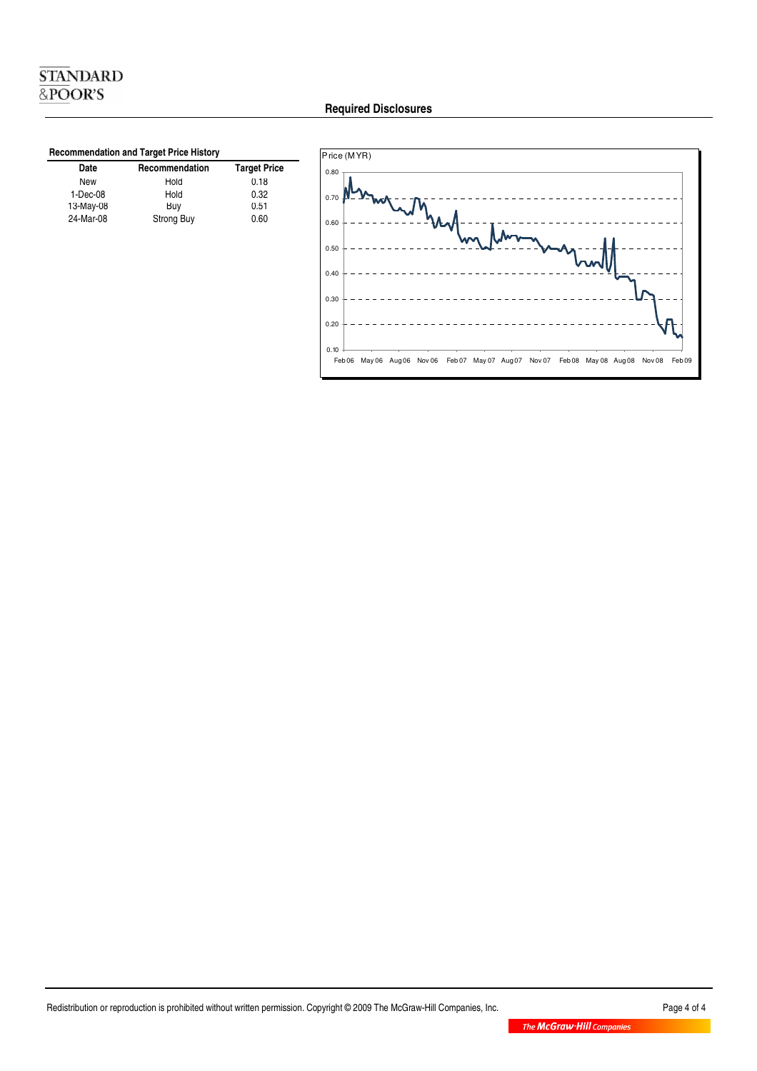## Required Disclosures

**Recommendation and Target Price History**

| Date | Recommendation | Target Price |
|---|---|---|
| New | Hold | 0.18 |
| 1-Dec-08 | Hold | 0.32 |
| 13-May-08 | Buy | 0.51 |
| 24-Mar-08 | Strong Buy | 0.60 |

Price (MYR)

0.80
0.70
0.60
0.50
0.40
0.30
0.20
0.10

Feb 06 May 06 Aug 06 Nov 06 Feb 07 May 07 Aug 07 Nov 07 Feb 08 May 08 Aug 08 Nov 08 Feb 09

Redistribution or reproduction is prohibited without written permission. Copyright © 2009 The McGraw-Hill Companies, Inc.